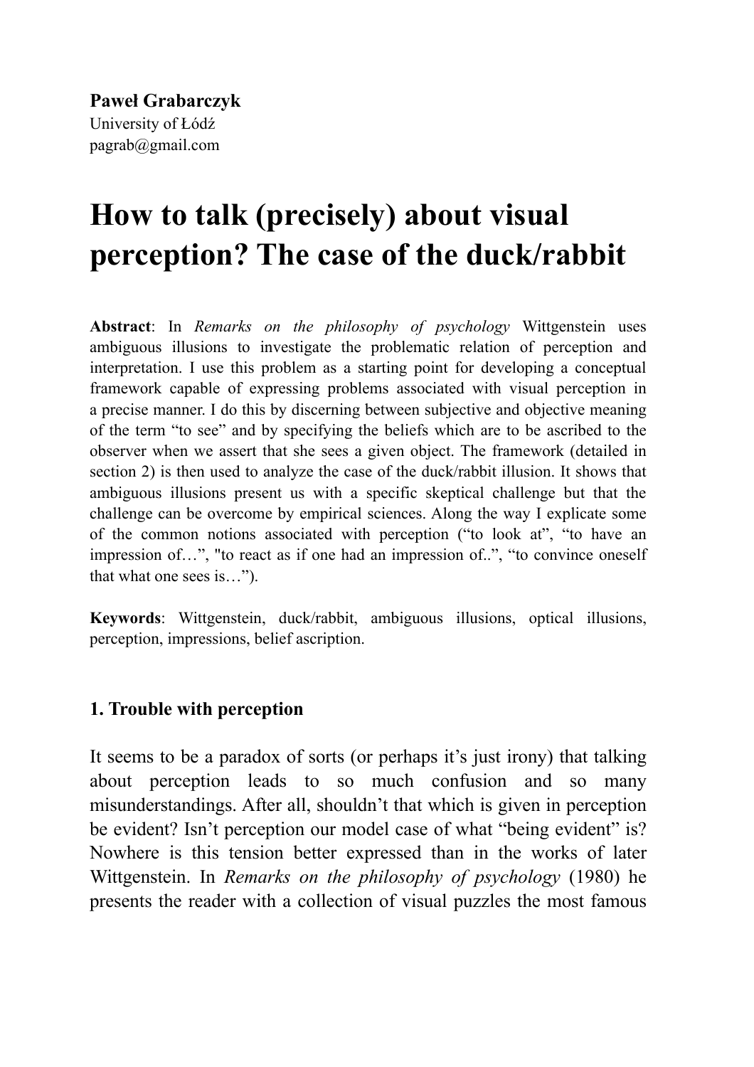**Paweł Grabarczyk**
University of Łódź
pagrab@gmail.com

# How to talk (precisely) about visual perception? The case of the duck/rabbit

**Abstract**: In *Remarks on the philosophy of psychology* Wittgenstein uses ambiguous illusions to investigate the problematic relation of perception and interpretation. I use this problem as a starting point for developing a conceptual framework capable of expressing problems associated with visual perception in a precise manner. I do this by discerning between subjective and objective meaning of the term "to see" and by specifying the beliefs which are to be ascribed to the observer when we assert that she sees a given object. The framework (detailed in section 2) is then used to analyze the case of the duck/rabbit illusion. It shows that ambiguous illusions present us with a specific skeptical challenge but that the challenge can be overcome by empirical sciences. Along the way I explicate some of the common notions associated with perception ("to look at", "to have an impression of…", "to react as if one had an impression of..", "to convince oneself that what one sees is…").

**Keywords**: Wittgenstein, duck/rabbit, ambiguous illusions, optical illusions, perception, impressions, belief ascription.

## 1. Trouble with perception

It seems to be a paradox of sorts (or perhaps it's just irony) that talking about perception leads to so much confusion and so many misunderstandings. After all, shouldn't that which is given in perception be evident? Isn't perception our model case of what "being evident" is? Nowhere is this tension better expressed than in the works of later Wittgenstein. In *Remarks on the philosophy of psychology* (1980) he presents the reader with a collection of visual puzzles the most famous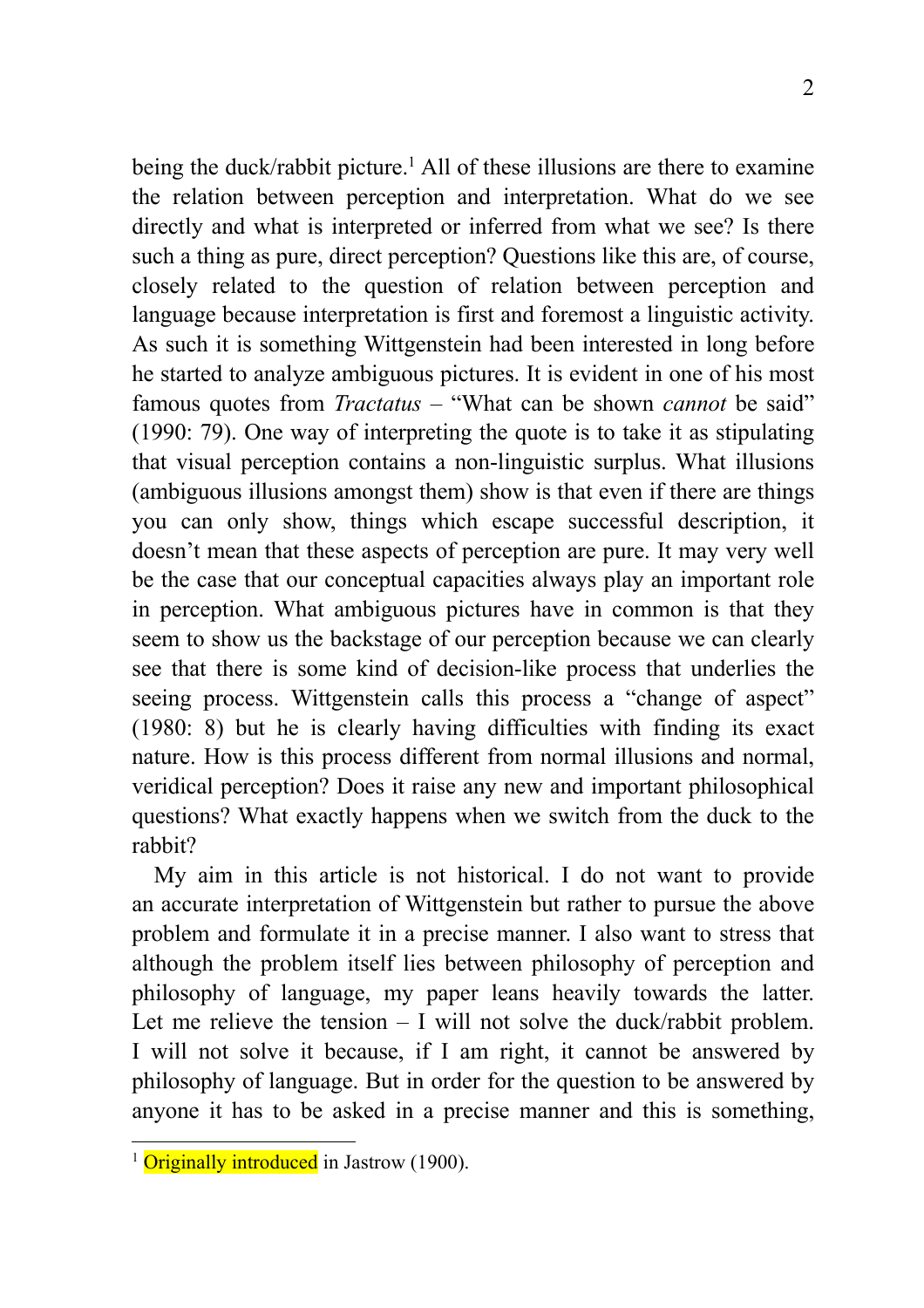being the duck/rabbit picture.[1] All of these illusions are there to examine the relation between perception and interpretation. What do we see directly and what is interpreted or inferred from what we see? Is there such a thing as pure, direct perception? Questions like this are, of course, closely related to the question of relation between perception and language because interpretation is first and foremost a linguistic activity. As such it is something Wittgenstein had been interested in long before he started to analyze ambiguous pictures. It is evident in one of his most famous quotes from *Tractatus* – "What can be shown *cannot* be said" (1990: 79). One way of interpreting the quote is to take it as stipulating that visual perception contains a non-linguistic surplus. What illusions (ambiguous illusions amongst them) show is that even if there are things you can only show, things which escape successful description, it doesn't mean that these aspects of perception are pure. It may very well be the case that our conceptual capacities always play an important role in perception. What ambiguous pictures have in common is that they seem to show us the backstage of our perception because we can clearly see that there is some kind of decision-like process that underlies the seeing process. Wittgenstein calls this process a "change of aspect" (1980: 8) but he is clearly having difficulties with finding its exact nature. How is this process different from normal illusions and normal, veridical perception? Does it raise any new and important philosophical questions? What exactly happens when we switch from the duck to the rabbit?

My aim in this article is not historical. I do not want to provide an accurate interpretation of Wittgenstein but rather to pursue the above problem and formulate it in a precise manner. I also want to stress that although the problem itself lies between philosophy of perception and philosophy of language, my paper leans heavily towards the latter. Let me relieve the tension – I will not solve the duck/rabbit problem. I will not solve it because, if I am right, it cannot be answered by philosophy of language. But in order for the question to be answered by anyone it has to be asked in a precise manner and this is something,

---

[1] Originally introduced in Jastrow (1900).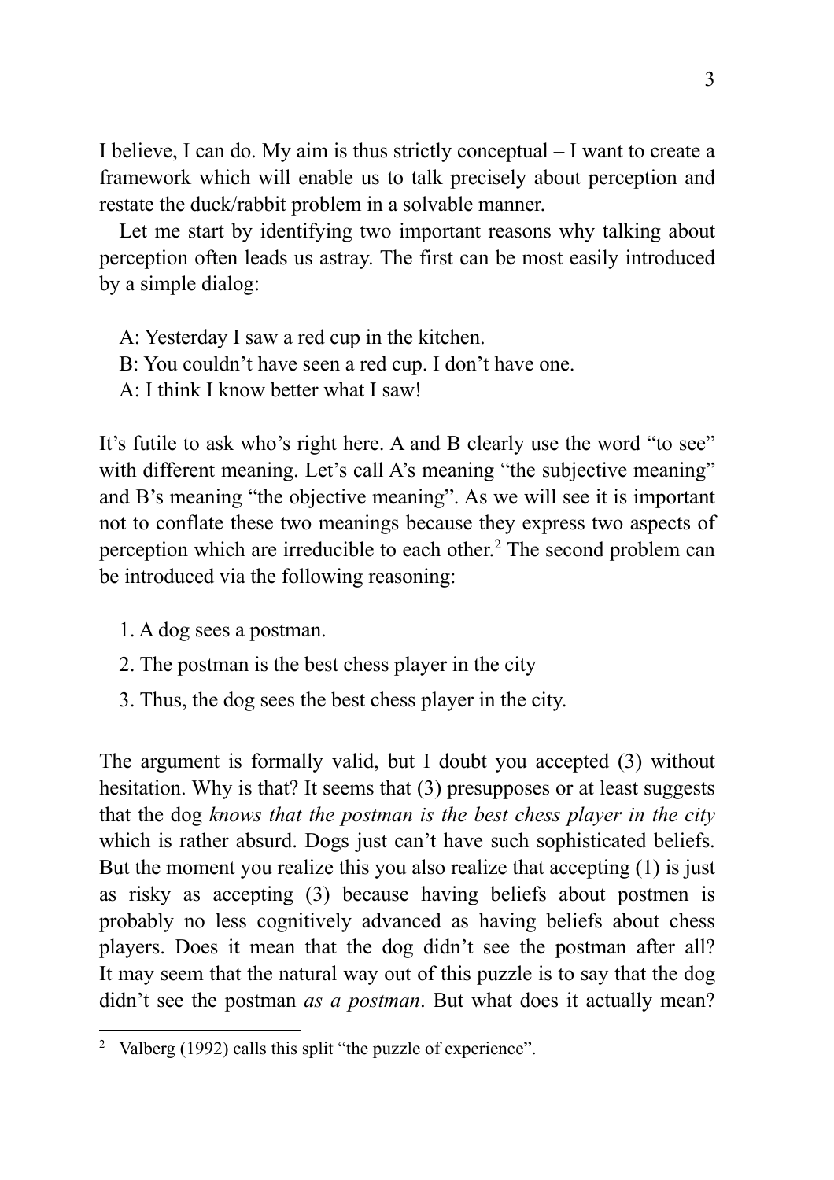I believe, I can do. My aim is thus strictly conceptual – I want to create a framework which will enable us to talk precisely about perception and restate the duck/rabbit problem in a solvable manner.

Let me start by identifying two important reasons why talking about perception often leads us astray. The first can be most easily introduced by a simple dialog:

> A: Yesterday I saw a red cup in the kitchen.
> B: You couldn't have seen a red cup. I don't have one.
> A: I think I know better what I saw!

It's futile to ask who's right here. A and B clearly use the word "to see" with different meaning. Let's call A's meaning "the subjective meaning" and B's meaning "the objective meaning". As we will see it is important not to conflate these two meanings because they express two aspects of perception which are irreducible to each other.[2] The second problem can be introduced via the following reasoning:

1. A dog sees a postman.
2. The postman is the best chess player in the city
3. Thus, the dog sees the best chess player in the city.

The argument is formally valid, but I doubt you accepted (3) without hesitation. Why is that? It seems that (3) presupposes or at least suggests that the dog *knows that the postman is the best chess player in the city* which is rather absurd. Dogs just can't have such sophisticated beliefs. But the moment you realize this you also realize that accepting (1) is just as risky as accepting (3) because having beliefs about postmen is probably no less cognitively advanced as having beliefs about chess players. Does it mean that the dog didn't see the postman after all? It may seem that the natural way out of this puzzle is to say that the dog didn't see the postman *as a postman*. But what does it actually mean?

---

[2] Valberg (1992) calls this split "the puzzle of experience".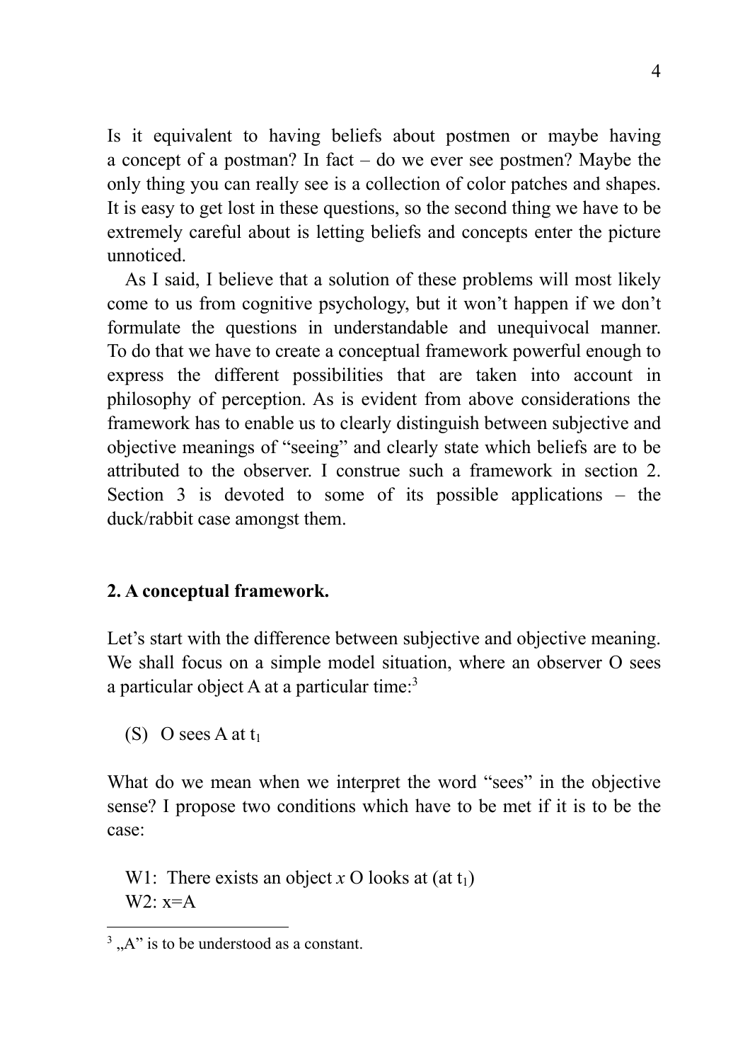Is it equivalent to having beliefs about postmen or maybe having a concept of a postman? In fact – do we ever see postmen? Maybe the only thing you can really see is a collection of color patches and shapes. It is easy to get lost in these questions, so the second thing we have to be extremely careful about is letting beliefs and concepts enter the picture unnoticed.

As I said, I believe that a solution of these problems will most likely come to us from cognitive psychology, but it won't happen if we don't formulate the questions in understandable and unequivocal manner. To do that we have to create a conceptual framework powerful enough to express the different possibilities that are taken into account in philosophy of perception. As is evident from above considerations the framework has to enable us to clearly distinguish between subjective and objective meanings of "seeing" and clearly state which beliefs are to be attributed to the observer. I construe such a framework in section 2. Section 3 is devoted to some of its possible applications – the duck/rabbit case amongst them.

## 2. A conceptual framework.

Let's start with the difference between subjective and objective meaning. We shall focus on a simple model situation, where an observer O sees a particular object A at a particular time:[3]

(S) O sees A at $t_1$

What do we mean when we interpret the word "sees" in the objective sense? I propose two conditions which have to be met if it is to be the case:

W1: There exists an object $x$ O looks at (at $t_1$)
W2: $x=A$

[3] „A" is to be understood as a constant.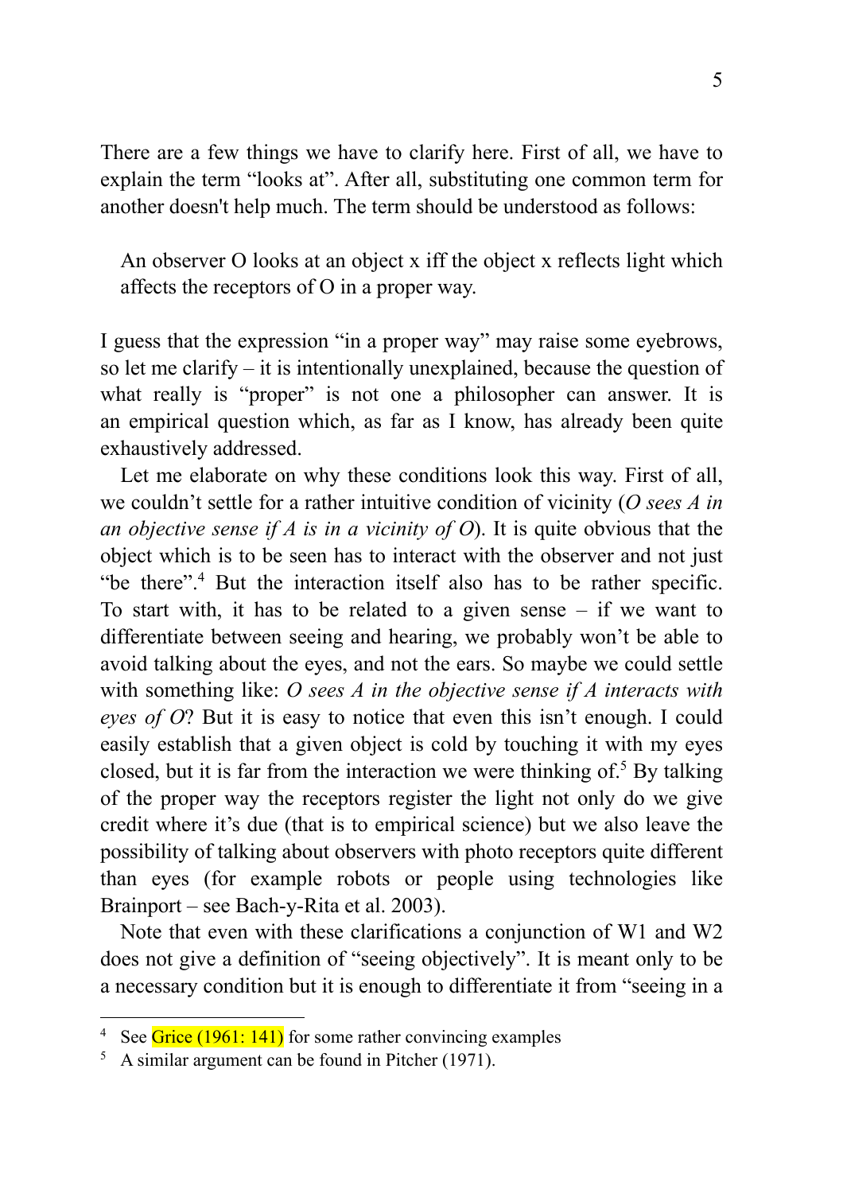There are a few things we have to clarify here. First of all, we have to explain the term "looks at". After all, substituting one common term for another doesn't help much. The term should be understood as follows:

> An observer O looks at an object x iff the object x reflects light which affects the receptors of O in a proper way.

I guess that the expression "in a proper way" may raise some eyebrows, so let me clarify – it is intentionally unexplained, because the question of what really is "proper" is not one a philosopher can answer. It is an empirical question which, as far as I know, has already been quite exhaustively addressed.

Let me elaborate on why these conditions look this way. First of all, we couldn't settle for a rather intuitive condition of vicinity (*O sees A in an objective sense if A is in a vicinity of O*). It is quite obvious that the object which is to be seen has to interact with the observer and not just "be there".[4] But the interaction itself also has to be rather specific. To start with, it has to be related to a given sense – if we want to differentiate between seeing and hearing, we probably won't be able to avoid talking about the eyes, and not the ears. So maybe we could settle with something like: *O sees A in the objective sense if A interacts with eyes of O*? But it is easy to notice that even this isn't enough. I could easily establish that a given object is cold by touching it with my eyes closed, but it is far from the interaction we were thinking of.[5] By talking of the proper way the receptors register the light not only do we give credit where it's due (that is to empirical science) but we also leave the possibility of talking about observers with photo receptors quite different than eyes (for example robots or people using technologies like Brainport – see Bach-y-Rita et al. 2003).

Note that even with these clarifications a conjunction of W1 and W2 does not give a definition of "seeing objectively". It is meant only to be a necessary condition but it is enough to differentiate it from "seeing in a

---

[4] See Grice (1961: 141) for some rather convincing examples

[5] A similar argument can be found in Pitcher (1971).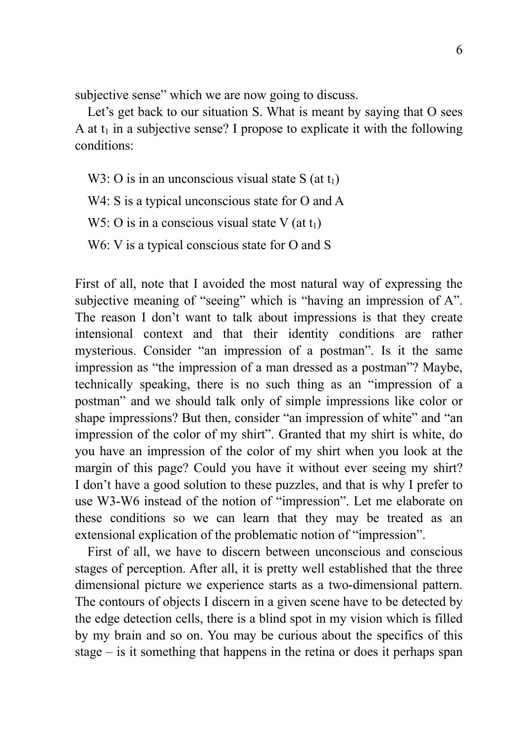subjective sense" which we are now going to discuss.

Let's get back to our situation S. What is meant by saying that O sees A at $t_1$ in a subjective sense? I propose to explicate it with the following conditions:

W3: O is in an unconscious visual state S (at $t_1$)

W4: S is a typical unconscious state for O and A

W5: O is in a conscious visual state V (at $t_1$)

W6: V is a typical conscious state for O and S

First of all, note that I avoided the most natural way of expressing the subjective meaning of "seeing" which is "having an impression of A". The reason I don't want to talk about impressions is that they create intensional context and that their identity conditions are rather mysterious. Consider "an impression of a postman". Is it the same impression as "the impression of a man dressed as a postman"? Maybe, technically speaking, there is no such thing as an "impression of a postman" and we should talk only of simple impressions like color or shape impressions? But then, consider "an impression of white" and "an impression of the color of my shirt". Granted that my shirt is white, do you have an impression of the color of my shirt when you look at the margin of this page? Could you have it without ever seeing my shirt? I don't have a good solution to these puzzles, and that is why I prefer to use W3-W6 instead of the notion of "impression". Let me elaborate on these conditions so we can learn that they may be treated as an extensional explication of the problematic notion of "impression".

First of all, we have to discern between unconscious and conscious stages of perception. After all, it is pretty well established that the three dimensional picture we experience starts as a two-dimensional pattern. The contours of objects I discern in a given scene have to be detected by the edge detection cells, there is a blind spot in my vision which is filled by my brain and so on. You may be curious about the specifics of this stage – is it something that happens in the retina or does it perhaps span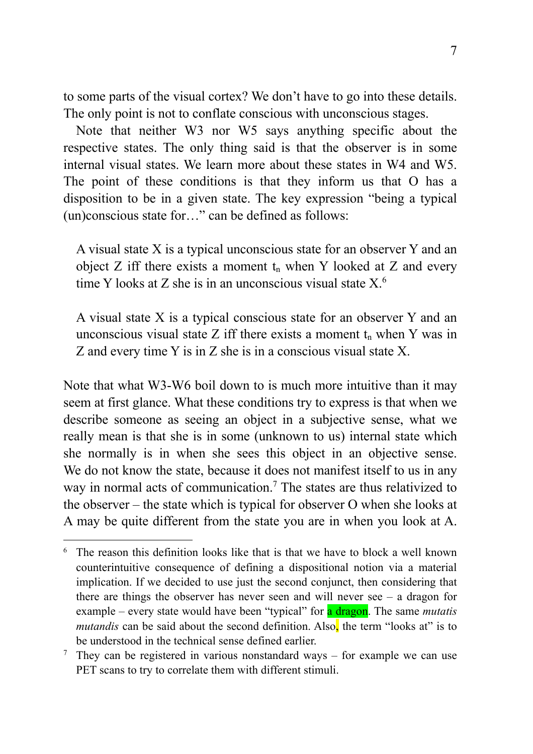to some parts of the visual cortex? We don't have to go into these details. The only point is not to conflate conscious with unconscious stages.

Note that neither W3 nor W5 says anything specific about the respective states. The only thing said is that the observer is in some internal visual states. We learn more about these states in W4 and W5. The point of these conditions is that they inform us that O has a disposition to be in a given state. The key expression "being a typical (un)conscious state for…" can be defined as follows:

> A visual state X is a typical unconscious state for an observer Y and an object Z iff there exists a moment $t_n$ when Y looked at Z and every time Y looks at Z she is in an unconscious visual state X.[6]

> A visual state X is a typical conscious state for an observer Y and an unconscious visual state Z iff there exists a moment $t_n$ when Y was in Z and every time Y is in Z she is in a conscious visual state X.

Note that what W3-W6 boil down to is much more intuitive than it may seem at first glance. What these conditions try to express is that when we describe someone as seeing an object in a subjective sense, what we really mean is that she is in some (unknown to us) internal state which she normally is in when she sees this object in an objective sense. We do not know the state, because it does not manifest itself to us in any way in normal acts of communication.[7] The states are thus relativized to the observer – the state which is typical for observer O when she looks at A may be quite different from the state you are in when you look at A.

---

[6] The reason this definition looks like that is that we have to block a well known counterintuitive consequence of defining a dispositional notion via a material implication. If we decided to use just the second conjunct, then considering that there are things the observer has never seen and will never see – a dragon for example – every state would have been "typical" for a dragon. The same *mutatis mutandis* can be said about the second definition. Also, the term "looks at" is to be understood in the technical sense defined earlier.

[7] They can be registered in various nonstandard ways – for example we can use PET scans to try to correlate them with different stimuli.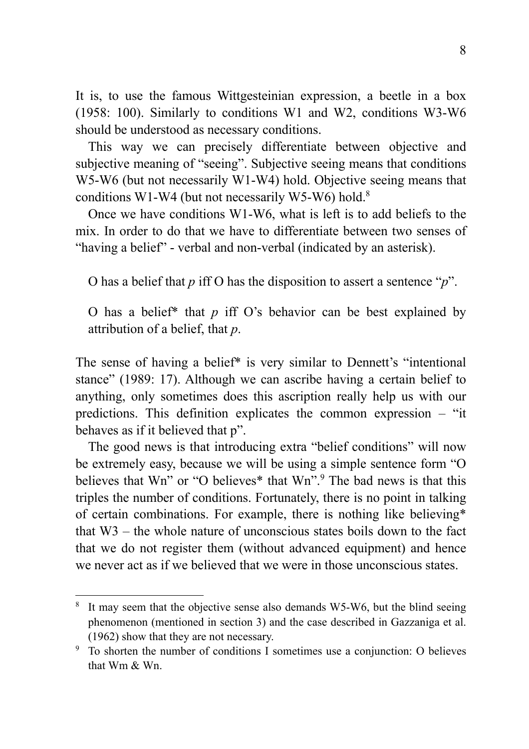It is, to use the famous Wittgesteinian expression, a beetle in a box (1958: 100). Similarly to conditions W1 and W2, conditions W3-W6 should be understood as necessary conditions.

This way we can precisely differentiate between objective and subjective meaning of "seeing". Subjective seeing means that conditions W5-W6 (but not necessarily W1-W4) hold. Objective seeing means that conditions W1-W4 (but not necessarily W5-W6) hold.[8]

Once we have conditions W1-W6, what is left is to add beliefs to the mix. In order to do that we have to differentiate between two senses of "having a belief" - verbal and non-verbal (indicated by an asterisk).

> O has a belief that *p* iff O has the disposition to assert a sentence "*p*".

> O has a belief* that *p* iff O's behavior can be best explained by attribution of a belief, that *p*.

The sense of having a belief* is very similar to Dennett's "intentional stance" (1989: 17). Although we can ascribe having a certain belief to anything, only sometimes does this ascription really help us with our predictions. This definition explicates the common expression – "it behaves as if it believed that p".

The good news is that introducing extra "belief conditions" will now be extremely easy, because we will be using a simple sentence form "O believes that Wn" or "O believes* that Wn".[9] The bad news is that this triples the number of conditions. Fortunately, there is no point in talking of certain combinations. For example, there is nothing like believing* that W3 – the whole nature of unconscious states boils down to the fact that we do not register them (without advanced equipment) and hence we never act as if we believed that we were in those unconscious states.

---

[8] It may seem that the objective sense also demands W5-W6, but the blind seeing phenomenon (mentioned in section 3) and the case described in Gazzaniga et al. (1962) show that they are not necessary.

[9] To shorten the number of conditions I sometimes use a conjunction: O believes that Wm & Wn.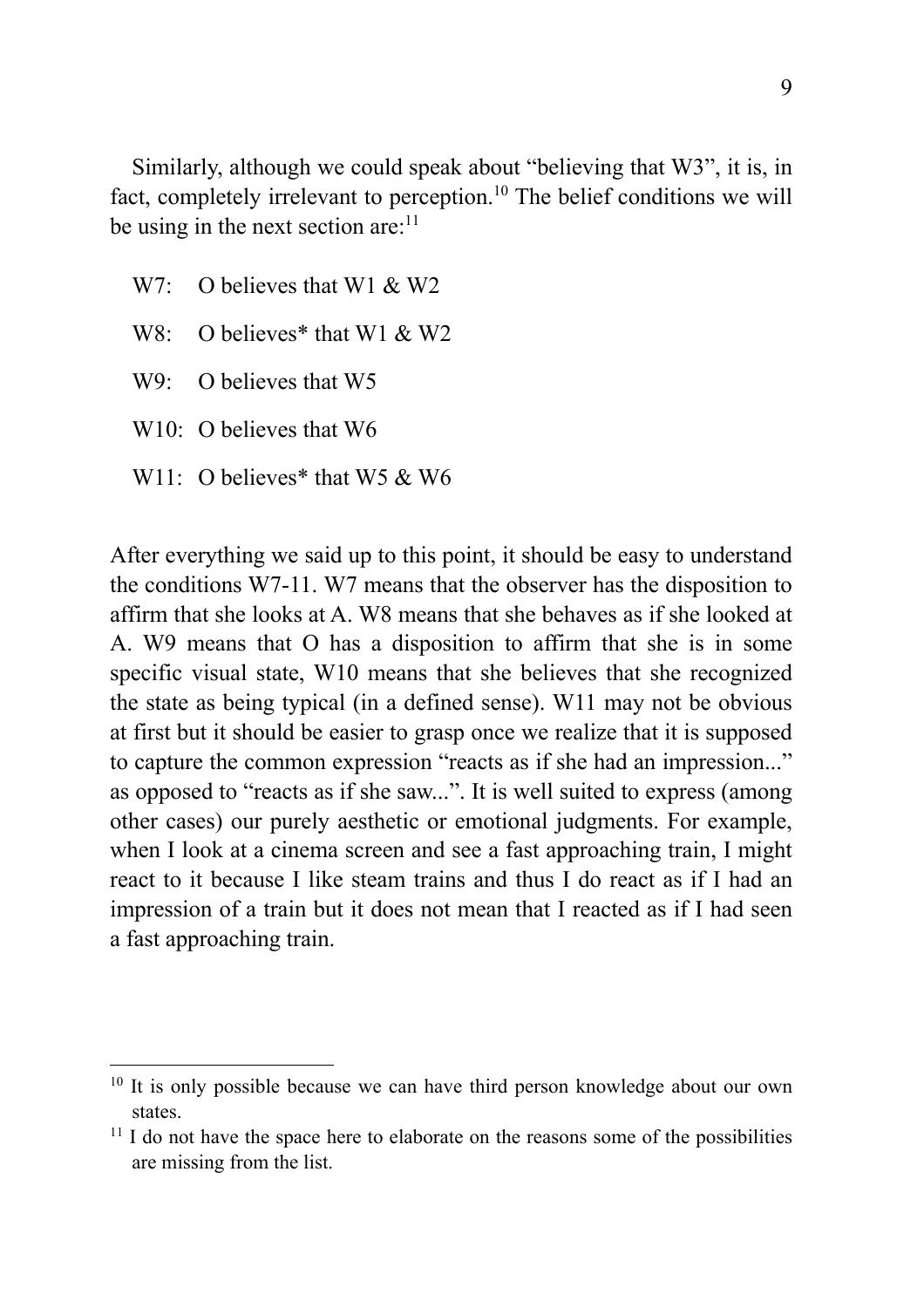Similarly, although we could speak about "believing that W3", it is, in fact, completely irrelevant to perception.[10] The belief conditions we will be using in the next section are:[11]

W7: O believes that W1 & W2

W8: O believes* that W1 & W2

W9: O believes that W5

W10: O believes that W6

W11: O believes* that W5 & W6

After everything we said up to this point, it should be easy to understand the conditions W7-11. W7 means that the observer has the disposition to affirm that she looks at A. W8 means that she behaves as if she looked at A. W9 means that O has a disposition to affirm that she is in some specific visual state, W10 means that she believes that she recognized the state as being typical (in a defined sense). W11 may not be obvious at first but it should be easier to grasp once we realize that it is supposed to capture the common expression "reacts as if she had an impression..." as opposed to "reacts as if she saw...". It is well suited to express (among other cases) our purely aesthetic or emotional judgments. For example, when I look at a cinema screen and see a fast approaching train, I might react to it because I like steam trains and thus I do react as if I had an impression of a train but it does not mean that I reacted as if I had seen a fast approaching train.

---

[10] It is only possible because we can have third person knowledge about our own states.

[11] I do not have the space here to elaborate on the reasons some of the possibilities are missing from the list.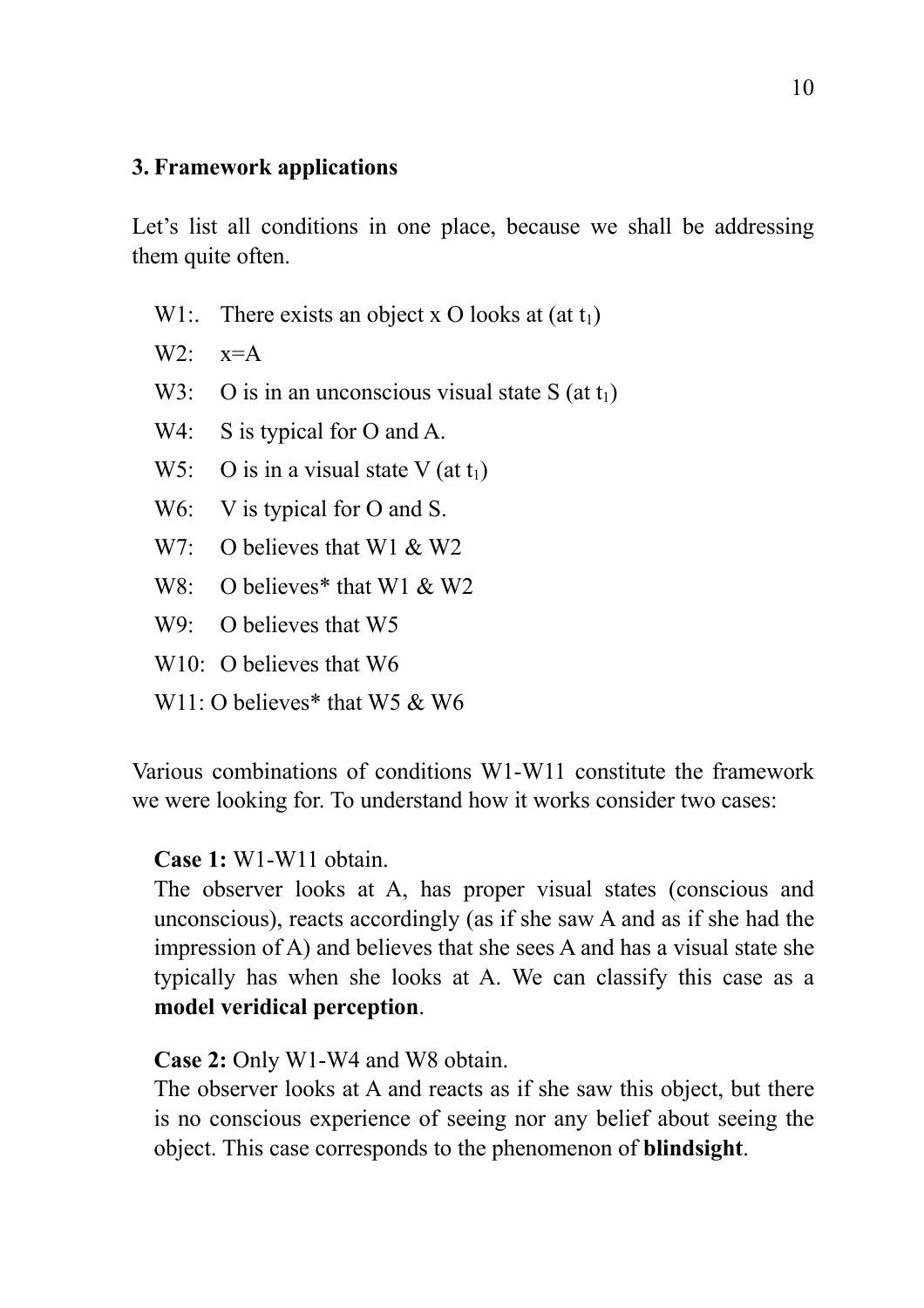## 3. Framework applications

Let's list all conditions in one place, because we shall be addressing them quite often.

- W1:. There exists an object x O looks at (at $t_1$)
- W2: x=A
- W3: O is in an unconscious visual state S (at $t_1$)
- W4: S is typical for O and A.
- W5: O is in a visual state V (at $t_1$)
- W6: V is typical for O and S.
- W7: O believes that W1 & W2
- W8: O believes* that W1 & W2
- W9: O believes that W5
- W10: O believes that W6
- W11: O believes* that W5 & W6

Various combinations of conditions W1-W11 constitute the framework we were looking for. To understand how it works consider two cases:

**Case 1:** W1-W11 obtain.
The observer looks at A, has proper visual states (conscious and unconscious), reacts accordingly (as if she saw A and as if she had the impression of A) and believes that she sees A and has a visual state she typically has when she looks at A. We can classify this case as a **model veridical perception**.

**Case 2:** Only W1-W4 and W8 obtain.
The observer looks at A and reacts as if she saw this object, but there is no conscious experience of seeing nor any belief about seeing the object. This case corresponds to the phenomenon of **blindsight**.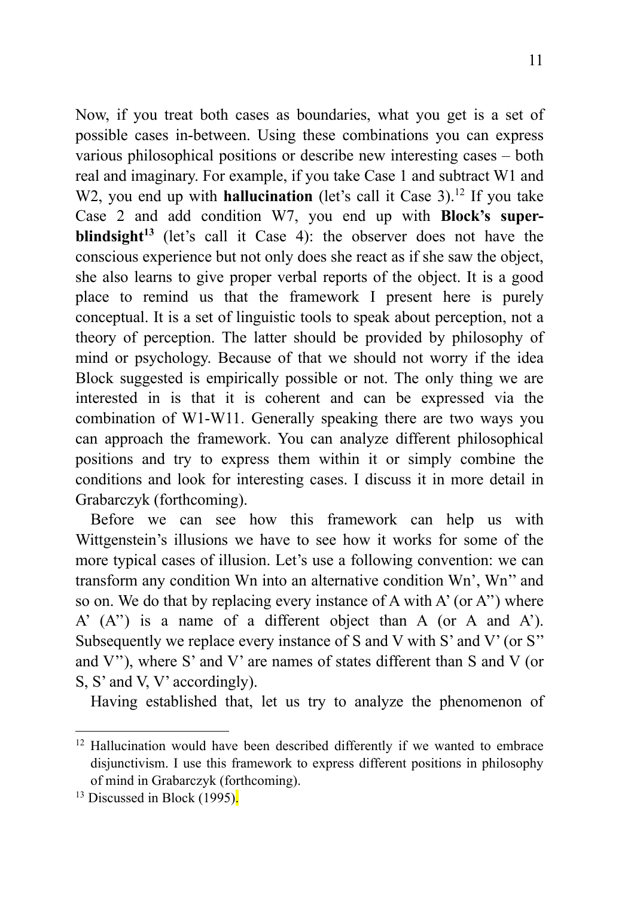Now, if you treat both cases as boundaries, what you get is a set of possible cases in-between. Using these combinations you can express various philosophical positions or describe new interesting cases – both real and imaginary. For example, if you take Case 1 and subtract W1 and W2, you end up with **hallucination** (let's call it Case 3).[12] If you take Case 2 and add condition W7, you end up with **Block's super-blindsight**[13] (let's call it Case 4): the observer does not have the conscious experience but not only does she react as if she saw the object, she also learns to give proper verbal reports of the object. It is a good place to remind us that the framework I present here is purely conceptual. It is a set of linguistic tools to speak about perception, not a theory of perception. The latter should be provided by philosophy of mind or psychology. Because of that we should not worry if the idea Block suggested is empirically possible or not. The only thing we are interested in is that it is coherent and can be expressed via the combination of W1-W11. Generally speaking there are two ways you can approach the framework. You can analyze different philosophical positions and try to express them within it or simply combine the conditions and look for interesting cases. I discuss it in more detail in Grabarczyk (forthcoming).

Before we can see how this framework can help us with Wittgenstein's illusions we have to see how it works for some of the more typical cases of illusion. Let's use a following convention: we can transform any condition Wn into an alternative condition Wn', Wn'' and so on. We do that by replacing every instance of A with A' (or A'') where A' (A'') is a name of a different object than A (or A and A'). Subsequently we replace every instance of S and V with S' and V' (or S'' and V''), where S' and V' are names of states different than S and V (or S, S' and V, V' accordingly).

Having established that, let us try to analyze the phenomenon of

---

[12] Hallucination would have been described differently if we wanted to embrace disjunctivism. I use this framework to express different positions in philosophy of mind in Grabarczyk (forthcoming).

[13] Discussed in Block (1995).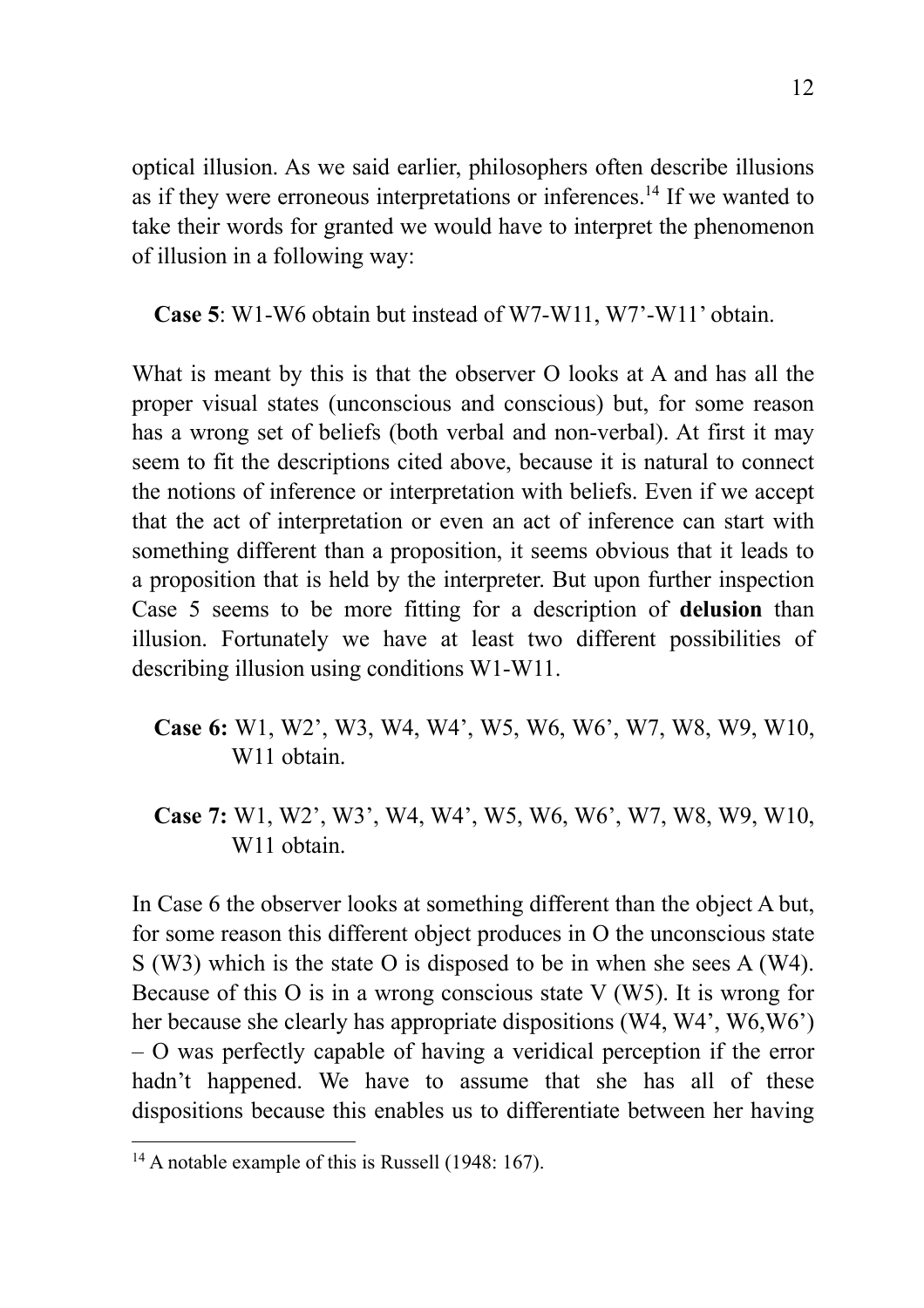optical illusion. As we said earlier, philosophers often describe illusions as if they were erroneous interpretations or inferences.[14] If we wanted to take their words for granted we would have to interpret the phenomenon of illusion in a following way:

**Case 5**: W1-W6 obtain but instead of W7-W11, W7'-W11' obtain.

What is meant by this is that the observer O looks at A and has all the proper visual states (unconscious and conscious) but, for some reason has a wrong set of beliefs (both verbal and non-verbal). At first it may seem to fit the descriptions cited above, because it is natural to connect the notions of inference or interpretation with beliefs. Even if we accept that the act of interpretation or even an act of inference can start with something different than a proposition, it seems obvious that it leads to a proposition that is held by the interpreter. But upon further inspection Case 5 seems to be more fitting for a description of **delusion** than illusion. Fortunately we have at least two different possibilities of describing illusion using conditions W1-W11.

**Case 6:** W1, W2', W3, W4, W4', W5, W6, W6', W7, W8, W9, W10, W11 obtain.

**Case 7:** W1, W2', W3', W4, W4', W5, W6, W6', W7, W8, W9, W10, W11 obtain.

In Case 6 the observer looks at something different than the object A but, for some reason this different object produces in O the unconscious state S (W3) which is the state O is disposed to be in when she sees A (W4). Because of this O is in a wrong conscious state V (W5). It is wrong for her because she clearly has appropriate dispositions (W4, W4', W6,W6') – O was perfectly capable of having a veridical perception if the error hadn't happened. We have to assume that she has all of these dispositions because this enables us to differentiate between her having

[14] A notable example of this is Russell (1948: 167).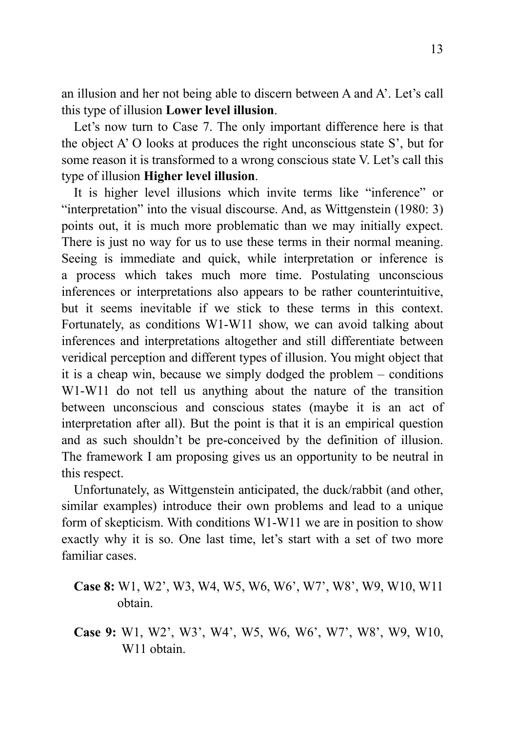an illusion and her not being able to discern between A and A'. Let's call this type of illusion **Lower level illusion**.

Let's now turn to Case 7. The only important difference here is that the object A' O looks at produces the right unconscious state S', but for some reason it is transformed to a wrong conscious state V. Let's call this type of illusion **Higher level illusion**.

It is higher level illusions which invite terms like "inference" or "interpretation" into the visual discourse. And, as Wittgenstein (1980: 3) points out, it is much more problematic than we may initially expect. There is just no way for us to use these terms in their normal meaning. Seeing is immediate and quick, while interpretation or inference is a process which takes much more time. Postulating unconscious inferences or interpretations also appears to be rather counterintuitive, but it seems inevitable if we stick to these terms in this context. Fortunately, as conditions W1-W11 show, we can avoid talking about inferences and interpretations altogether and still differentiate between veridical perception and different types of illusion. You might object that it is a cheap win, because we simply dodged the problem – conditions W1-W11 do not tell us anything about the nature of the transition between unconscious and conscious states (maybe it is an act of interpretation after all). But the point is that it is an empirical question and as such shouldn't be pre-conceived by the definition of illusion. The framework I am proposing gives us an opportunity to be neutral in this respect.

Unfortunately, as Wittgenstein anticipated, the duck/rabbit (and other, similar examples) introduce their own problems and lead to a unique form of skepticism. With conditions W1-W11 we are in position to show exactly why it is so. One last time, let's start with a set of two more familiar cases.

**Case 8:** W1, W2', W3, W4, W5, W6, W6', W7', W8', W9, W10, W11 obtain.

**Case 9:** W1, W2', W3', W4', W5, W6, W6', W7', W8', W9, W10, W11 obtain.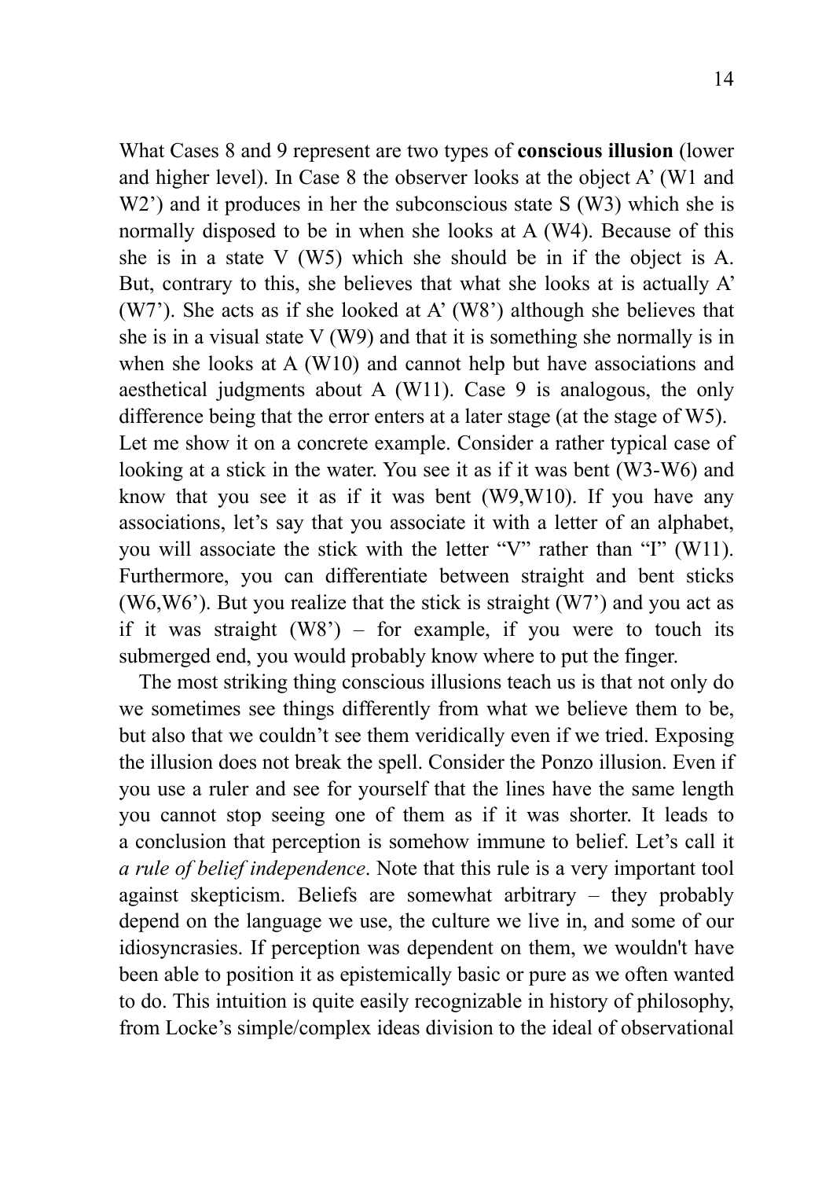What Cases 8 and 9 represent are two types of **conscious illusion** (lower and higher level). In Case 8 the observer looks at the object A' (W1 and W2') and it produces in her the subconscious state S (W3) which she is normally disposed to be in when she looks at A (W4). Because of this she is in a state V (W5) which she should be in if the object is A. But, contrary to this, she believes that what she looks at is actually A' (W7'). She acts as if she looked at A' (W8') although she believes that she is in a visual state V (W9) and that it is something she normally is in when she looks at A (W10) and cannot help but have associations and aesthetical judgments about A (W11). Case 9 is analogous, the only difference being that the error enters at a later stage (at the stage of W5). Let me show it on a concrete example. Consider a rather typical case of looking at a stick in the water. You see it as if it was bent (W3-W6) and know that you see it as if it was bent (W9,W10). If you have any associations, let's say that you associate it with a letter of an alphabet, you will associate the stick with the letter "V" rather than "I" (W11). Furthermore, you can differentiate between straight and bent sticks (W6,W6'). But you realize that the stick is straight (W7') and you act as if it was straight (W8') – for example, if you were to touch its submerged end, you would probably know where to put the finger.

The most striking thing conscious illusions teach us is that not only do we sometimes see things differently from what we believe them to be, but also that we couldn't see them veridically even if we tried. Exposing the illusion does not break the spell. Consider the Ponzo illusion. Even if you use a ruler and see for yourself that the lines have the same length you cannot stop seeing one of them as if it was shorter. It leads to a conclusion that perception is somehow immune to belief. Let's call it *a rule of belief independence*. Note that this rule is a very important tool against skepticism. Beliefs are somewhat arbitrary – they probably depend on the language we use, the culture we live in, and some of our idiosyncrasies. If perception was dependent on them, we wouldn't have been able to position it as epistemically basic or pure as we often wanted to do. This intuition is quite easily recognizable in history of philosophy, from Locke's simple/complex ideas division to the ideal of observational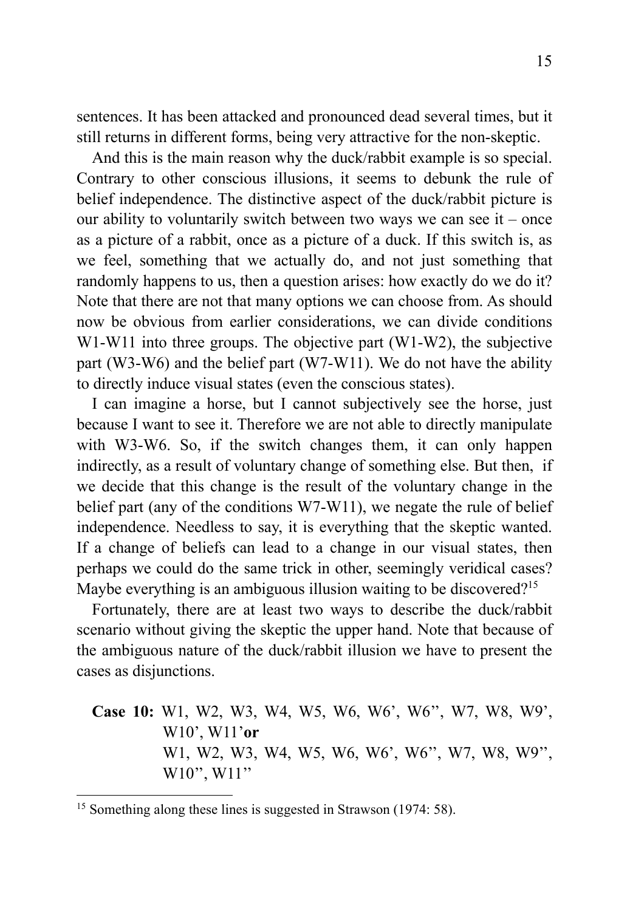sentences. It has been attacked and pronounced dead several times, but it still returns in different forms, being very attractive for the non-skeptic.

And this is the main reason why the duck/rabbit example is so special. Contrary to other conscious illusions, it seems to debunk the rule of belief independence. The distinctive aspect of the duck/rabbit picture is our ability to voluntarily switch between two ways we can see it – once as a picture of a rabbit, once as a picture of a duck. If this switch is, as we feel, something that we actually do, and not just something that randomly happens to us, then a question arises: how exactly do we do it? Note that there are not that many options we can choose from. As should now be obvious from earlier considerations, we can divide conditions W1-W11 into three groups. The objective part (W1-W2), the subjective part (W3-W6) and the belief part (W7-W11). We do not have the ability to directly induce visual states (even the conscious states).

I can imagine a horse, but I cannot subjectively see the horse, just because I want to see it. Therefore we are not able to directly manipulate with W3-W6. So, if the switch changes them, it can only happen indirectly, as a result of voluntary change of something else. But then, if we decide that this change is the result of the voluntary change in the belief part (any of the conditions W7-W11), we negate the rule of belief independence. Needless to say, it is everything that the skeptic wanted. If a change of beliefs can lead to a change in our visual states, then perhaps we could do the same trick in other, seemingly veridical cases? Maybe everything is an ambiguous illusion waiting to be discovered?[15]

Fortunately, there are at least two ways to describe the duck/rabbit scenario without giving the skeptic the upper hand. Note that because of the ambiguous nature of the duck/rabbit illusion we have to present the cases as disjunctions.

**Case 10:** W1, W2, W3, W4, W5, W6, W6', W6'', W7, W8, W9', W10', W11' **or**
W1, W2, W3, W4, W5, W6, W6', W6'', W7, W8, W9'', W10'', W11''

[15] Something along these lines is suggested in Strawson (1974: 58).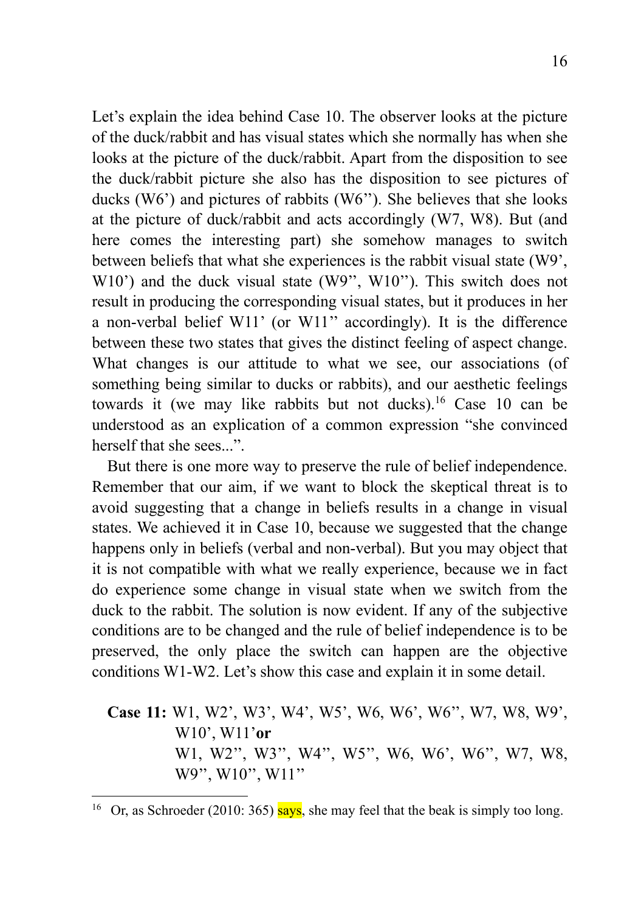Let's explain the idea behind Case 10. The observer looks at the picture of the duck/rabbit and has visual states which she normally has when she looks at the picture of the duck/rabbit. Apart from the disposition to see the duck/rabbit picture she also has the disposition to see pictures of ducks (W6') and pictures of rabbits (W6''). She believes that she looks at the picture of duck/rabbit and acts accordingly (W7, W8). But (and here comes the interesting part) she somehow manages to switch between beliefs that what she experiences is the rabbit visual state (W9', W10') and the duck visual state (W9'', W10''). This switch does not result in producing the corresponding visual states, but it produces in her a non-verbal belief W11' (or W11'' accordingly). It is the difference between these two states that gives the distinct feeling of aspect change. What changes is our attitude to what we see, our associations (of something being similar to ducks or rabbits), and our aesthetic feelings towards it (we may like rabbits but not ducks).[16] Case 10 can be understood as an explication of a common expression "she convinced herself that she sees...".

But there is one more way to preserve the rule of belief independence. Remember that our aim, if we want to block the skeptical threat is to avoid suggesting that a change in beliefs results in a change in visual states. We achieved it in Case 10, because we suggested that the change happens only in beliefs (verbal and non-verbal). But you may object that it is not compatible with what we really experience, because we in fact do experience some change in visual state when we switch from the duck to the rabbit. The solution is now evident. If any of the subjective conditions are to be changed and the rule of belief independence is to be preserved, the only place the switch can happen are the objective conditions W1-W2. Let's show this case and explain it in some detail.

**Case 11:** W1, W2', W3', W4', W5', W6, W6', W6'', W7, W8, W9', W10', W11' **or**
W1, W2'', W3'', W4'', W5'', W6, W6', W6'', W7, W8, W9'', W10'', W11''

---

[16] Or, as Schroeder (2010: 365) says, she may feel that the beak is simply too long.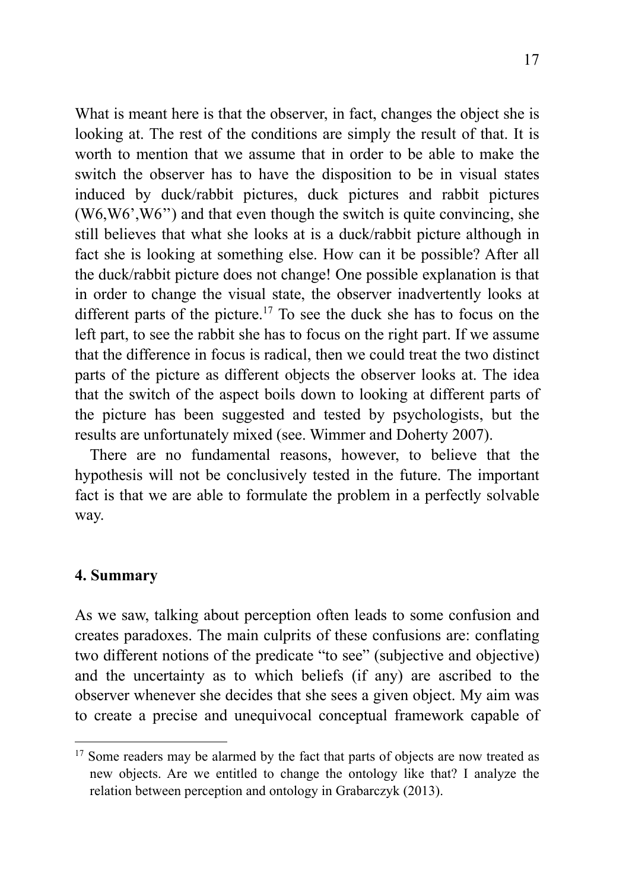What is meant here is that the observer, in fact, changes the object she is looking at. The rest of the conditions are simply the result of that. It is worth to mention that we assume that in order to be able to make the switch the observer has to have the disposition to be in visual states induced by duck/rabbit pictures, duck pictures and rabbit pictures (W6,W6',W6'') and that even though the switch is quite convincing, she still believes that what she looks at is a duck/rabbit picture although in fact she is looking at something else. How can it be possible? After all the duck/rabbit picture does not change! One possible explanation is that in order to change the visual state, the observer inadvertently looks at different parts of the picture.[17] To see the duck she has to focus on the left part, to see the rabbit she has to focus on the right part. If we assume that the difference in focus is radical, then we could treat the two distinct parts of the picture as different objects the observer looks at. The idea that the switch of the aspect boils down to looking at different parts of the picture has been suggested and tested by psychologists, but the results are unfortunately mixed (see. Wimmer and Doherty 2007).

There are no fundamental reasons, however, to believe that the hypothesis will not be conclusively tested in the future. The important fact is that we are able to formulate the problem in a perfectly solvable way.

## 4. Summary

As we saw, talking about perception often leads to some confusion and creates paradoxes. The main culprits of these confusions are: conflating two different notions of the predicate "to see" (subjective and objective) and the uncertainty as to which beliefs (if any) are ascribed to the observer whenever she decides that she sees a given object. My aim was to create a precise and unequivocal conceptual framework capable of

---

[17] Some readers may be alarmed by the fact that parts of objects are now treated as new objects. Are we entitled to change the ontology like that? I analyze the relation between perception and ontology in Grabarczyk (2013).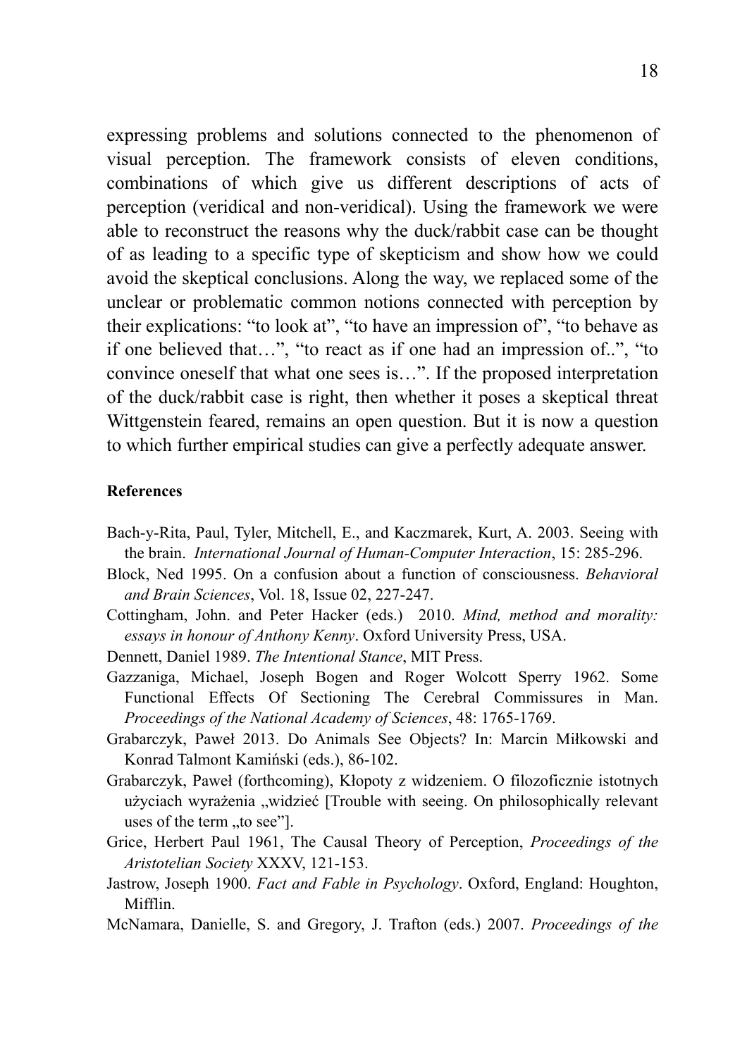expressing problems and solutions connected to the phenomenon of visual perception. The framework consists of eleven conditions, combinations of which give us different descriptions of acts of perception (veridical and non-veridical). Using the framework we were able to reconstruct the reasons why the duck/rabbit case can be thought of as leading to a specific type of skepticism and show how we could avoid the skeptical conclusions. Along the way, we replaced some of the unclear or problematic common notions connected with perception by their explications: "to look at", "to have an impression of", "to behave as if one believed that…", "to react as if one had an impression of..", "to convince oneself that what one sees is…". If the proposed interpretation of the duck/rabbit case is right, then whether it poses a skeptical threat Wittgenstein feared, remains an open question. But it is now a question to which further empirical studies can give a perfectly adequate answer.

**References**

Bach-y-Rita, Paul, Tyler, Mitchell, E., and Kaczmarek, Kurt, A. 2003. Seeing with the brain. *International Journal of Human-Computer Interaction*, 15: 285-296.

Block, Ned 1995. On a confusion about a function of consciousness. *Behavioral and Brain Sciences*, Vol. 18, Issue 02, 227-247.

Cottingham, John. and Peter Hacker (eds.) 2010. *Mind, method and morality: essays in honour of Anthony Kenny*. Oxford University Press, USA.

Dennett, Daniel 1989. *The Intentional Stance*, MIT Press.

Gazzaniga, Michael, Joseph Bogen and Roger Wolcott Sperry 1962. Some Functional Effects Of Sectioning The Cerebral Commissures in Man. *Proceedings of the National Academy of Sciences*, 48: 1765-1769.

Grabarczyk, Paweł 2013. Do Animals See Objects? In: Marcin Miłkowski and Konrad Talmont Kamiński (eds.), 86-102.

Grabarczyk, Paweł (forthcoming), Kłopoty z widzeniem. O filozoficznie istotnych użyciach wyrażenia „widzieć [Trouble with seeing. On philosophically relevant uses of the term „to see"].

Grice, Herbert Paul 1961, The Causal Theory of Perception, *Proceedings of the Aristotelian Society* XXXV, 121-153.

Jastrow, Joseph 1900. *Fact and Fable in Psychology*. Oxford, England: Houghton, Mifflin.

McNamara, Danielle, S. and Gregory, J. Trafton (eds.) 2007. *Proceedings of the*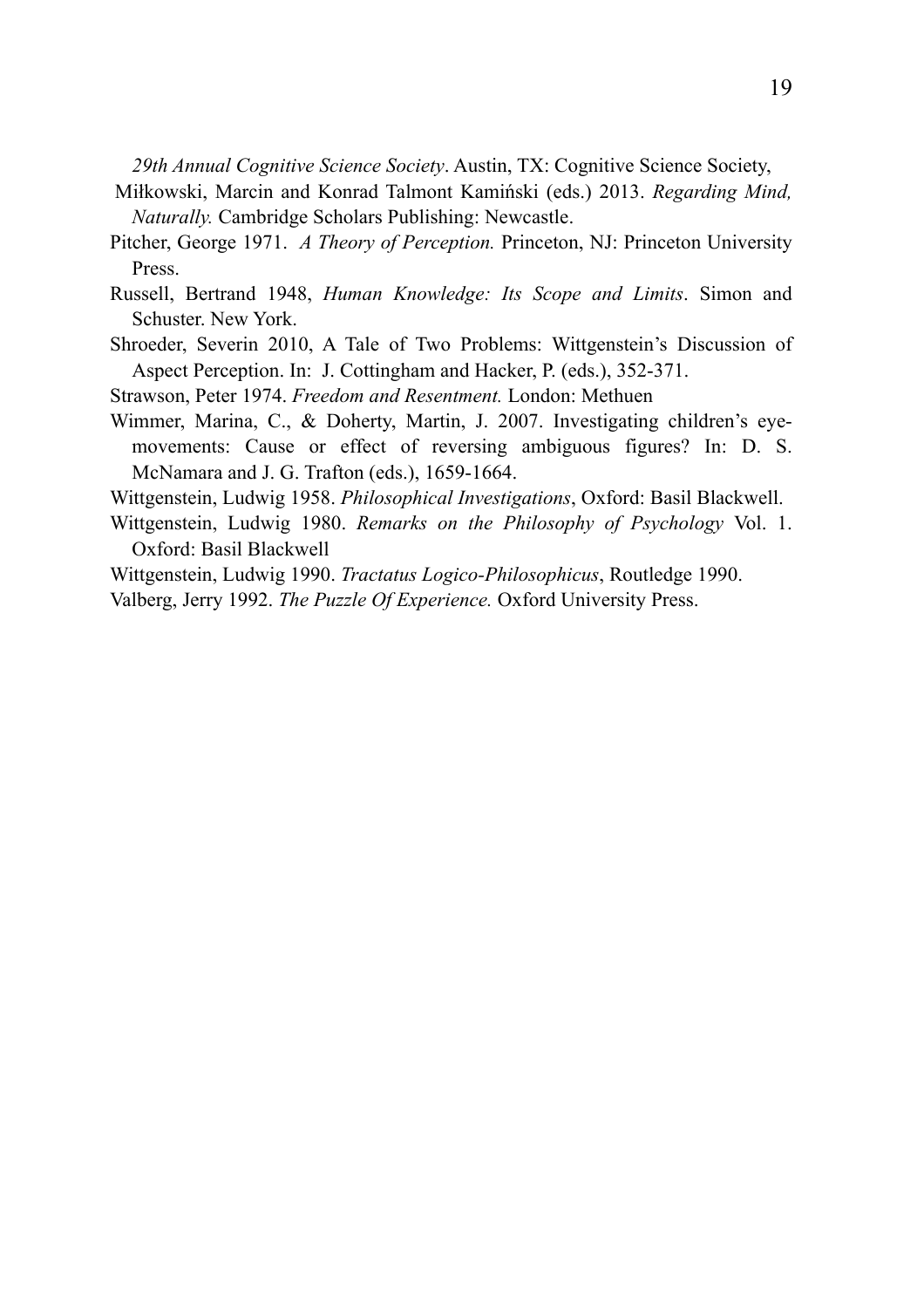*29th Annual Cognitive Science Society*. Austin, TX: Cognitive Science Society,

Miłkowski, Marcin and Konrad Talmont Kamiński (eds.) 2013. *Regarding Mind, Naturally.* Cambridge Scholars Publishing: Newcastle.

Pitcher, George 1971. *A Theory of Perception.* Princeton, NJ: Princeton University Press.

Russell, Bertrand 1948, *Human Knowledge: Its Scope and Limits*. Simon and Schuster. New York.

Shroeder, Severin 2010, A Tale of Two Problems: Wittgenstein's Discussion of Aspect Perception. In: J. Cottingham and Hacker, P. (eds.), 352-371.

Strawson, Peter 1974. *Freedom and Resentment.* London: Methuen

Wimmer, Marina, C., & Doherty, Martin, J. 2007. Investigating children's eye-movements: Cause or effect of reversing ambiguous figures? In: D. S. McNamara and J. G. Trafton (eds.), 1659-1664.

Wittgenstein, Ludwig 1958. *Philosophical Investigations*, Oxford: Basil Blackwell.

Wittgenstein, Ludwig 1980. *Remarks on the Philosophy of Psychology* Vol. 1. Oxford: Basil Blackwell

Wittgenstein, Ludwig 1990. *Tractatus Logico-Philosophicus*, Routledge 1990.

Valberg, Jerry 1992. *The Puzzle Of Experience.* Oxford University Press.